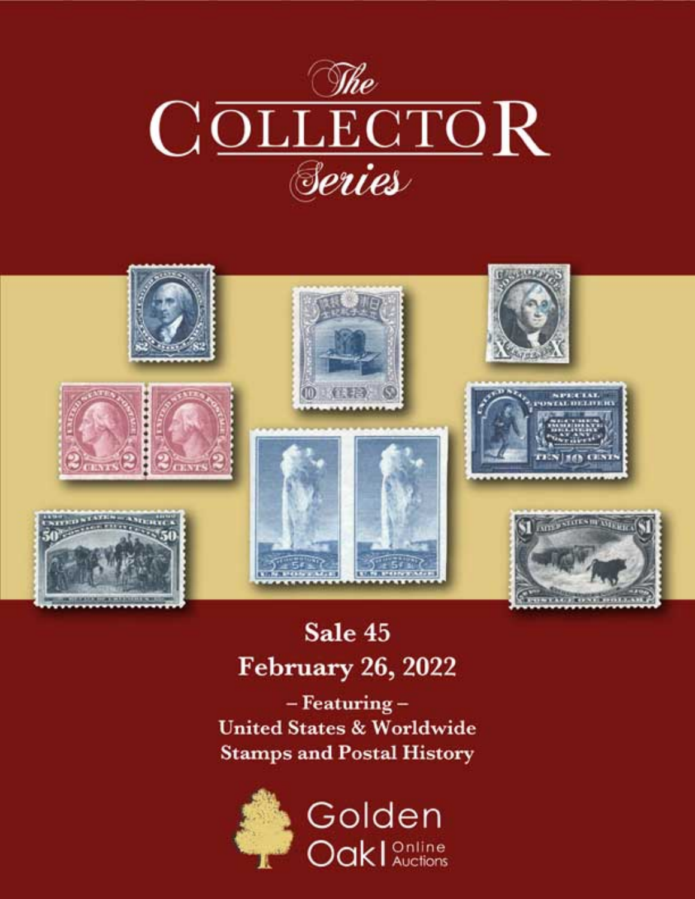# The COLLECTOR Series

**Sale 45**
**February 26, 2022**

– Featuring –
United States & Worldwide
Stamps and Postal History

Golden Oak Online Auctions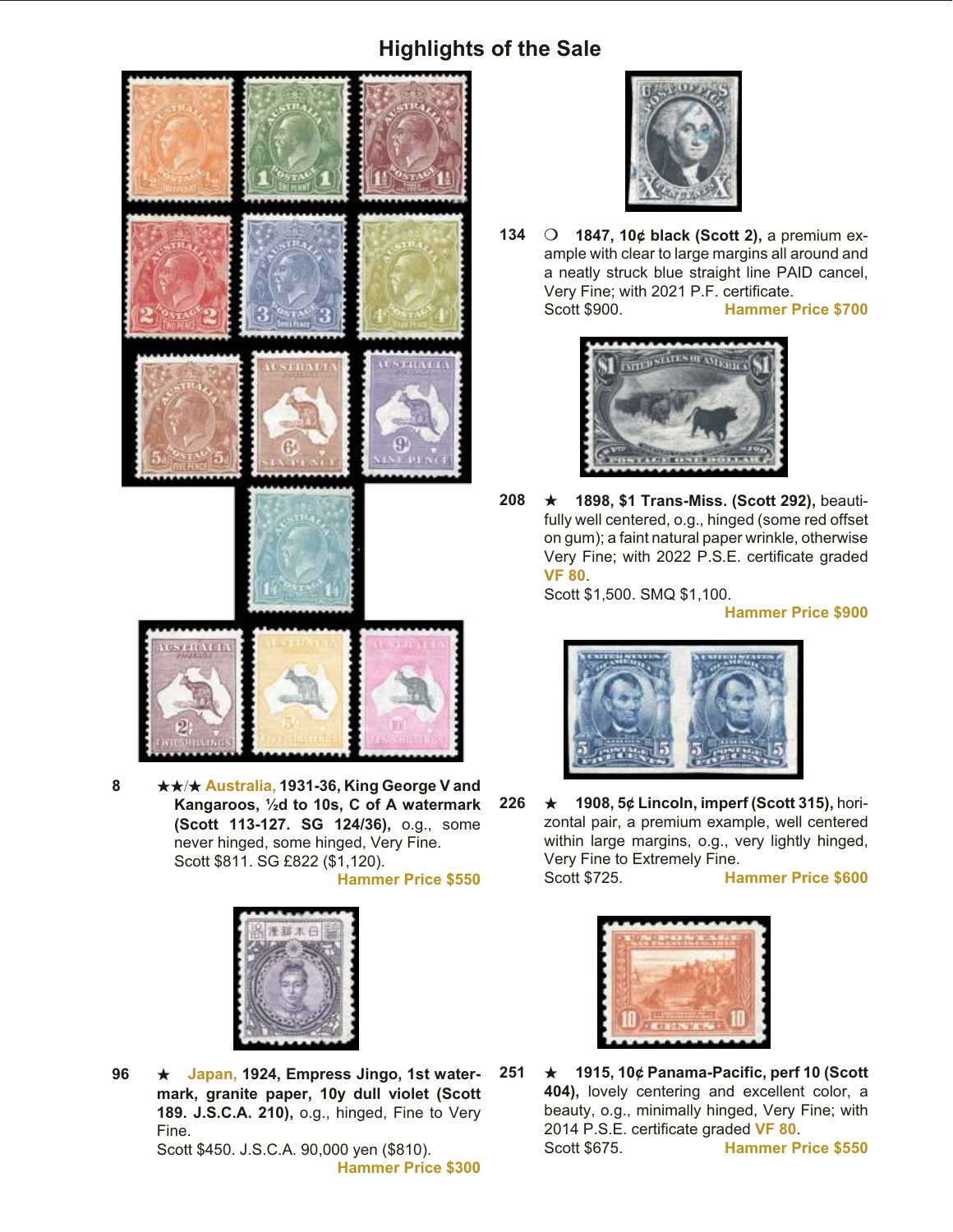## Highlights of the Sale

**8** ★★/★ **Australia, 1931-36, King George V and Kangaroos, ½d to 10s, C of A watermark (Scott 113-127. SG 124/36),** o.g., some never hinged, some hinged, Very Fine.
Scott $811. SG £822 ($1,120).
**Hammer Price $550**

**96** ★ **Japan, 1924, Empress Jingo, 1st watermark, granite paper, 10y dull violet (Scott 189. J.S.C.A. 210),** o.g., hinged, Fine to Very Fine.
Scott $450. J.S.C.A. 90,000 yen ($810).
**Hammer Price $300**

**134** ❍ **1847, 10¢ black (Scott 2),** a premium example with clear to large margins all around and a neatly struck blue straight line PAID cancel, Very Fine; with 2021 P.F. certificate.
Scott $900. **Hammer Price $700**

**208** ★ **1898, $1 Trans-Miss. (Scott 292),** beautifully well centered, o.g., hinged (some red offset on gum); a faint natural paper wrinkle, otherwise Very Fine; with 2022 P.S.E. certificate graded **VF 80**.
Scott $1,500. SMQ $1,100.
**Hammer Price $900**

**226** ★ **1908, 5¢ Lincoln, imperf (Scott 315),** horizontal pair, a premium example, well centered within large margins, o.g., very lightly hinged, Very Fine to Extremely Fine.
Scott $725. **Hammer Price $600**

**251** ★ **1915, 10¢ Panama-Pacific, perf 10 (Scott 404),** lovely centering and excellent color, a beauty, o.g., minimally hinged, Very Fine; with 2014 P.S.E. certificate graded **VF 80**.
Scott $675. **Hammer Price $550**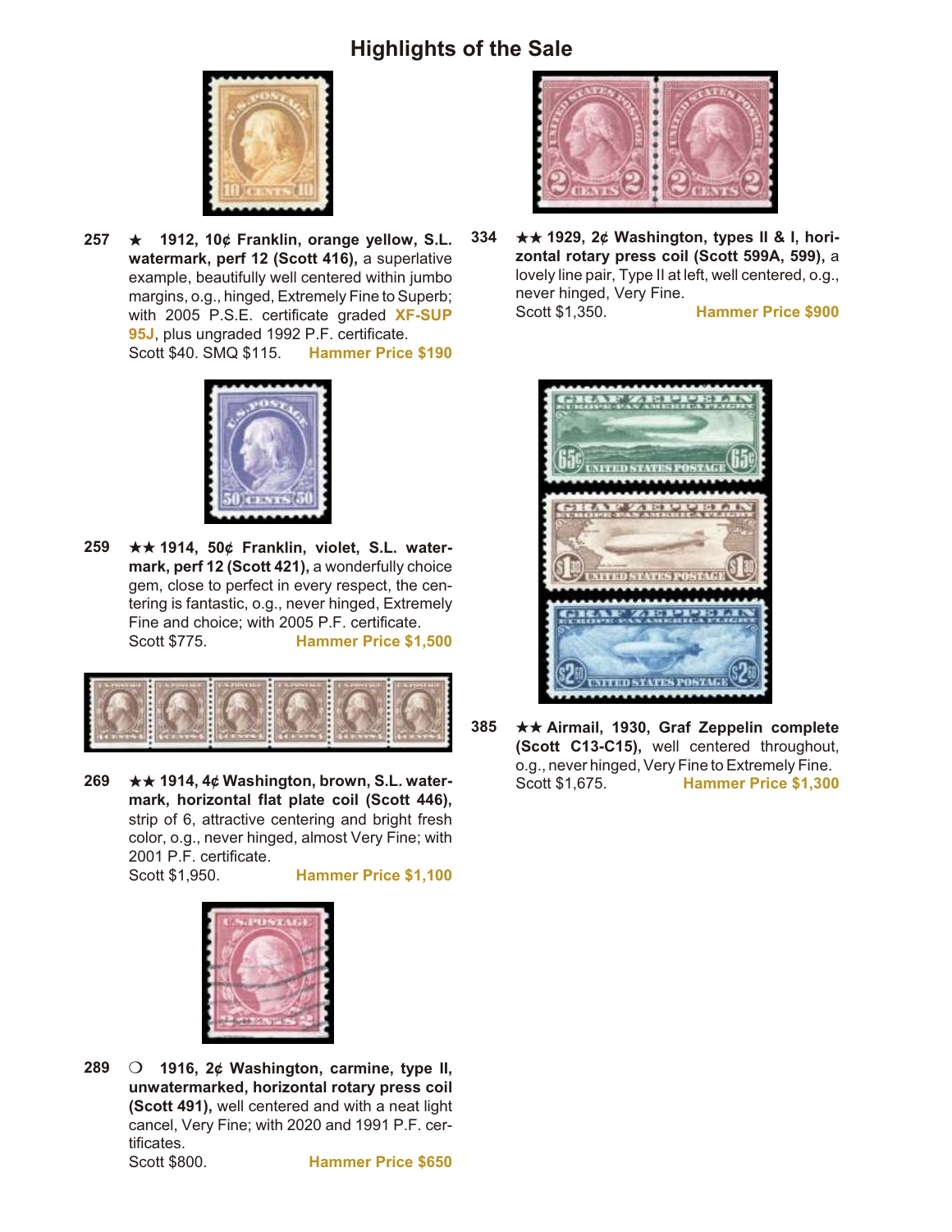# Highlights of the Sale

**257** ★ **1912, 10¢ Franklin, orange yellow, S.L. watermark, perf 12 (Scott 416),** a superlative example, beautifully well centered within jumbo margins, o.g., hinged, Extremely Fine to Superb; with 2005 P.S.E. certificate graded **XF-SUP 95J**, plus ungraded 1992 P.F. certificate.
Scott $40. SMQ $115. **Hammer Price $190**

**259** ★★ **1914, 50¢ Franklin, violet, S.L. watermark, perf 12 (Scott 421),** a wonderfully choice gem, close to perfect in every respect, the centering is fantastic, o.g., never hinged, Extremely Fine and choice; with 2005 P.F. certificate.
Scott $775. **Hammer Price $1,500**

**269** ★★ **1914, 4¢ Washington, brown, S.L. watermark, horizontal flat plate coil (Scott 446),** strip of 6, attractive centering and bright fresh color, o.g., never hinged, almost Very Fine; with 2001 P.F. certificate.
Scott $1,950. **Hammer Price $1,100**

**289** ❍ **1916, 2¢ Washington, carmine, type II, unwatermarked, horizontal rotary press coil (Scott 491),** well centered and with a neat light cancel, Very Fine; with 2020 and 1991 P.F. certificates.
Scott $800. **Hammer Price $650**

**334** ★★ **1929, 2¢ Washington, types II & I, horizontal rotary press coil (Scott 599A, 599),** a lovely line pair, Type II at left, well centered, o.g., never hinged, Very Fine.
Scott $1,350. **Hammer Price $900**

**385** ★★ **Airmail, 1930, Graf Zeppelin complete (Scott C13-C15),** well centered throughout, o.g., never hinged, Very Fine to Extremely Fine.
Scott $1,675. **Hammer Price $1,300**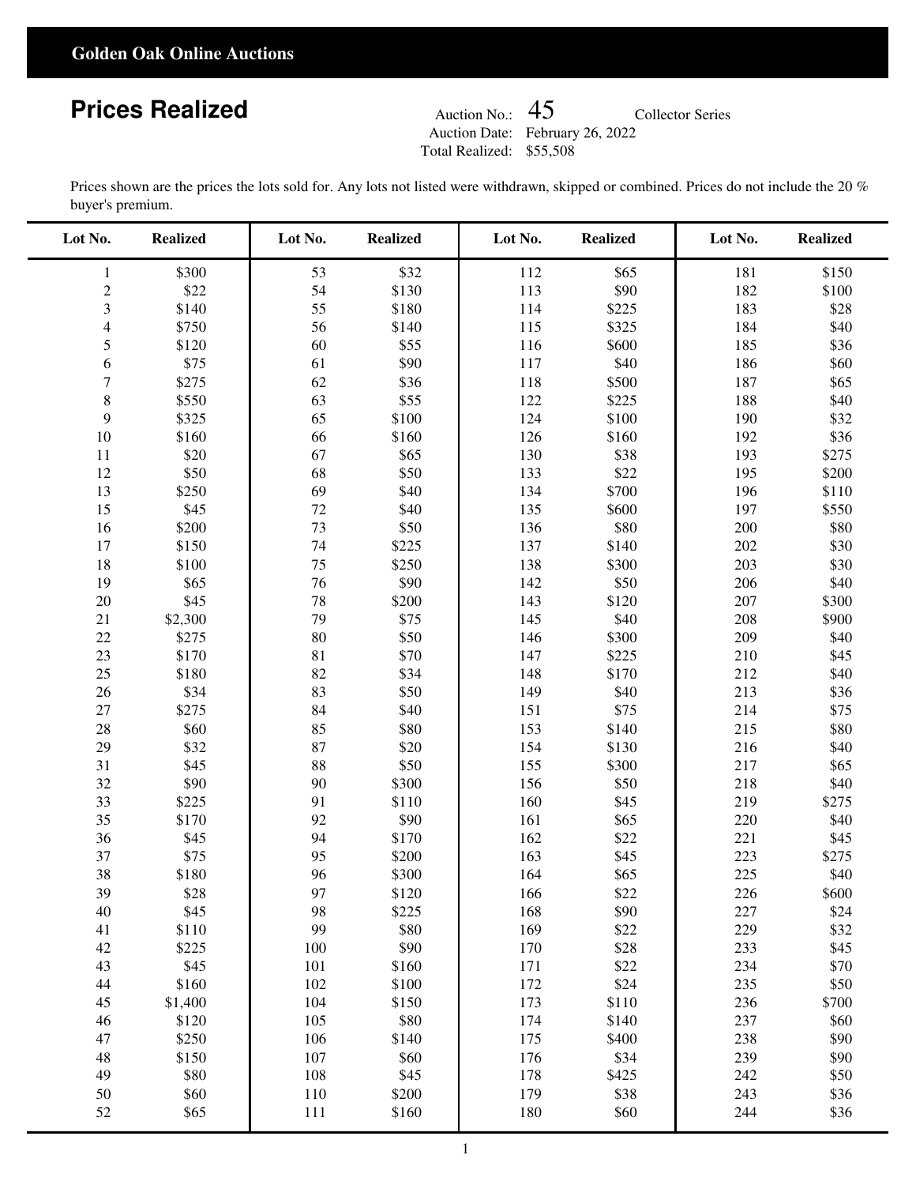**Golden Oak Online Auctions**

# Prices Realized

Auction No.: 45 Collector Series
Auction Date: February 26, 2022
Total Realized: $55,508

Prices shown are the prices the lots sold for. Any lots not listed were withdrawn, skipped or combined. Prices do not include the 20 % buyer's premium.

| Lot No. | Realized | Lot No. | Realized | Lot No. | Realized | Lot No. | Realized |
|---|---|---|---|---|---|---|---|
| 1 | $300 | 53 | $32 | 112 | $65 | 181 | $150 |
| 2 | $22 | 54 | $130 | 113 | $90 | 182 | $100 |
| 3 | $140 | 55 | $180 | 114 | $225 | 183 | $28 |
| 4 | $750 | 56 | $140 | 115 | $325 | 184 | $40 |
| 5 | $120 | 60 | $55 | 116 | $600 | 185 | $36 |
| 6 | $75 | 61 | $90 | 117 | $40 | 186 | $60 |
| 7 | $275 | 62 | $36 | 118 | $500 | 187 | $65 |
| 8 | $550 | 63 | $55 | 122 | $225 | 188 | $40 |
| 9 | $325 | 65 | $100 | 124 | $100 | 190 | $32 |
| 10 | $160 | 66 | $160 | 126 | $160 | 192 | $36 |
| 11 | $20 | 67 | $65 | 130 | $38 | 193 | $275 |
| 12 | $50 | 68 | $50 | 133 | $22 | 195 | $200 |
| 13 | $250 | 69 | $40 | 134 | $700 | 196 | $110 |
| 15 | $45 | 72 | $40 | 135 | $600 | 197 | $550 |
| 16 | $200 | 73 | $50 | 136 | $80 | 200 | $80 |
| 17 | $150 | 74 | $225 | 137 | $140 | 202 | $30 |
| 18 | $100 | 75 | $250 | 138 | $300 | 203 | $30 |
| 19 | $65 | 76 | $90 | 142 | $50 | 206 | $40 |
| 20 | $45 | 78 | $200 | 143 | $120 | 207 | $300 |
| 21 | $2,300 | 79 | $75 | 145 | $40 | 208 | $900 |
| 22 | $275 | 80 | $50 | 146 | $300 | 209 | $40 |
| 23 | $170 | 81 | $70 | 147 | $225 | 210 | $45 |
| 25 | $180 | 82 | $34 | 148 | $170 | 212 | $40 |
| 26 | $34 | 83 | $50 | 149 | $40 | 213 | $36 |
| 27 | $275 | 84 | $40 | 151 | $75 | 214 | $75 |
| 28 | $60 | 85 | $80 | 153 | $140 | 215 | $80 |
| 29 | $32 | 87 | $20 | 154 | $130 | 216 | $40 |
| 31 | $45 | 88 | $50 | 155 | $300 | 217 | $65 |
| 32 | $90 | 90 | $300 | 156 | $50 | 218 | $40 |
| 33 | $225 | 91 | $110 | 160 | $45 | 219 | $275 |
| 35 | $170 | 92 | $90 | 161 | $65 | 220 | $40 |
| 36 | $45 | 94 | $170 | 162 | $22 | 221 | $45 |
| 37 | $75 | 95 | $200 | 163 | $45 | 223 | $275 |
| 38 | $180 | 96 | $300 | 164 | $65 | 225 | $40 |
| 39 | $28 | 97 | $120 | 166 | $22 | 226 | $600 |
| 40 | $45 | 98 | $225 | 168 | $90 | 227 | $24 |
| 41 | $110 | 99 | $80 | 169 | $22 | 229 | $32 |
| 42 | $225 | 100 | $90 | 170 | $28 | 233 | $45 |
| 43 | $45 | 101 | $160 | 171 | $22 | 234 | $70 |
| 44 | $160 | 102 | $100 | 172 | $24 | 235 | $50 |
| 45 | $1,400 | 104 | $150 | 173 | $110 | 236 | $700 |
| 46 | $120 | 105 | $80 | 174 | $140 | 237 | $60 |
| 47 | $250 | 106 | $140 | 175 | $400 | 238 | $90 |
| 48 | $150 | 107 | $60 | 176 | $34 | 239 | $90 |
| 49 | $80 | 108 | $45 | 178 | $425 | 242 | $50 |
| 50 | $60 | 110 | $200 | 179 | $38 | 243 | $36 |
| 52 | $65 | 111 | $160 | 180 | $60 | 244 | $36 |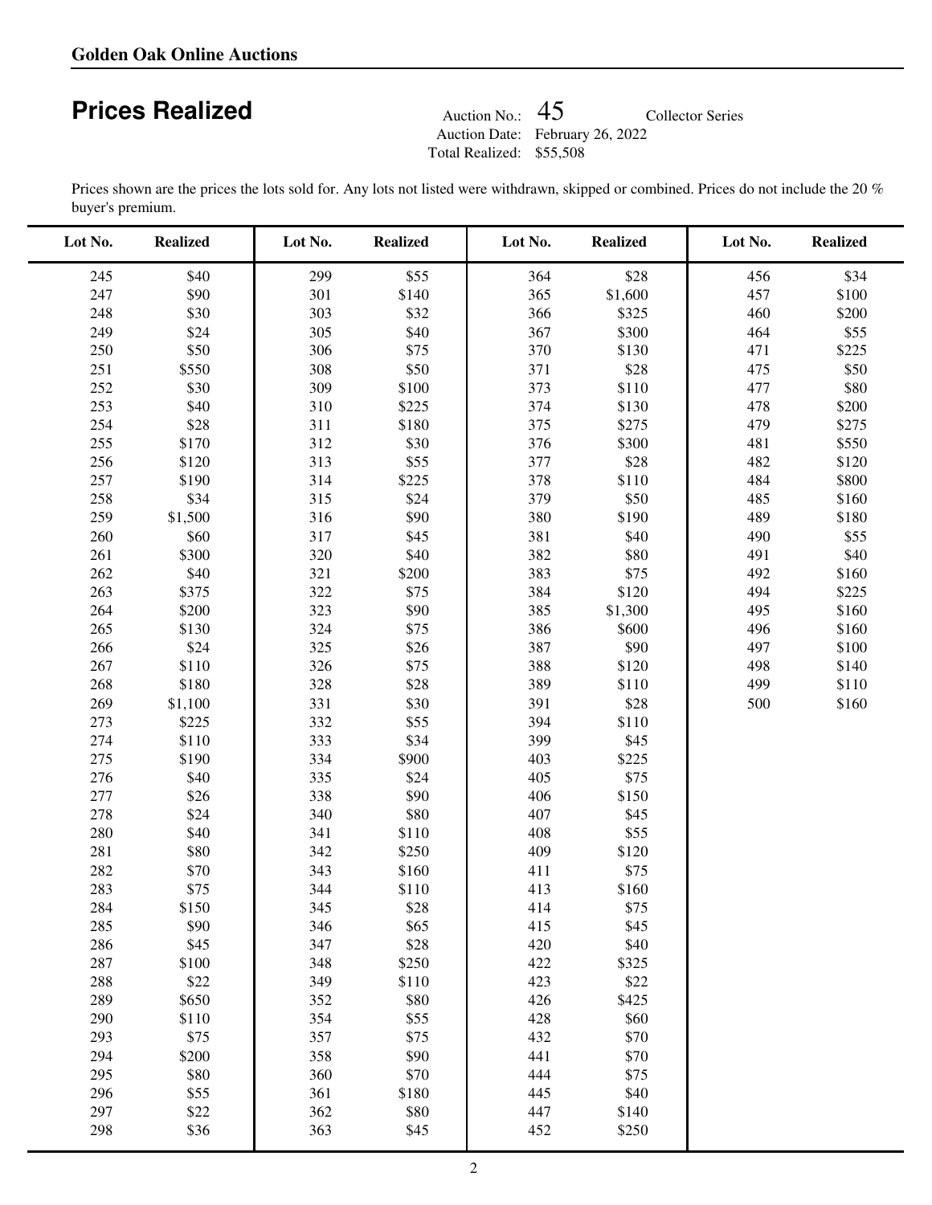**Golden Oak Online Auctions**

# Prices Realized

Auction No.: 45 Collector Series
Auction Date: February 26, 2022
Total Realized: $55,508

Prices shown are the prices the lots sold for. Any lots not listed were withdrawn, skipped or combined. Prices do not include the 20 % buyer's premium.

| Lot No. | Realized | Lot No. | Realized | Lot No. | Realized | Lot No. | Realized |
|---|---|---|---|---|---|---|---|
| 245 | $40 | 299 | $55 | 364 | $28 | 456 | $34 |
| 247 | $90 | 301 | $140 | 365 | $1,600 | 457 | $100 |
| 248 | $30 | 303 | $32 | 366 | $325 | 460 | $200 |
| 249 | $24 | 305 | $40 | 367 | $300 | 464 | $55 |
| 250 | $50 | 306 | $75 | 370 | $130 | 471 | $225 |
| 251 | $550 | 308 | $50 | 371 | $28 | 475 | $50 |
| 252 | $30 | 309 | $100 | 373 | $110 | 477 | $80 |
| 253 | $40 | 310 | $225 | 374 | $130 | 478 | $200 |
| 254 | $28 | 311 | $180 | 375 | $275 | 479 | $275 |
| 255 | $170 | 312 | $30 | 376 | $300 | 481 | $550 |
| 256 | $120 | 313 | $55 | 377 | $28 | 482 | $120 |
| 257 | $190 | 314 | $225 | 378 | $110 | 484 | $800 |
| 258 | $34 | 315 | $24 | 379 | $50 | 485 | $160 |
| 259 | $1,500 | 316 | $90 | 380 | $190 | 489 | $180 |
| 260 | $60 | 317 | $45 | 381 | $40 | 490 | $55 |
| 261 | $300 | 320 | $40 | 382 | $80 | 491 | $40 |
| 262 | $40 | 321 | $200 | 383 | $75 | 492 | $160 |
| 263 | $375 | 322 | $75 | 384 | $120 | 494 | $225 |
| 264 | $200 | 323 | $90 | 385 | $1,300 | 495 | $160 |
| 265 | $130 | 324 | $75 | 386 | $600 | 496 | $160 |
| 266 | $24 | 325 | $26 | 387 | $90 | 497 | $100 |
| 267 | $110 | 326 | $75 | 388 | $120 | 498 | $140 |
| 268 | $180 | 328 | $28 | 389 | $110 | 499 | $110 |
| 269 | $1,100 | 331 | $30 | 391 | $28 | 500 | $160 |
| 273 | $225 | 332 | $55 | 394 | $110 | | |
| 274 | $110 | 333 | $34 | 399 | $45 | | |
| 275 | $190 | 334 | $900 | 403 | $225 | | |
| 276 | $40 | 335 | $24 | 405 | $75 | | |
| 277 | $26 | 338 | $90 | 406 | $150 | | |
| 278 | $24 | 340 | $80 | 407 | $45 | | |
| 280 | $40 | 341 | $110 | 408 | $55 | | |
| 281 | $80 | 342 | $250 | 409 | $120 | | |
| 282 | $70 | 343 | $160 | 411 | $75 | | |
| 283 | $75 | 344 | $110 | 413 | $160 | | |
| 284 | $150 | 345 | $28 | 414 | $75 | | |
| 285 | $90 | 346 | $65 | 415 | $45 | | |
| 286 | $45 | 347 | $28 | 420 | $40 | | |
| 287 | $100 | 348 | $250 | 422 | $325 | | |
| 288 | $22 | 349 | $110 | 423 | $22 | | |
| 289 | $650 | 352 | $80 | 426 | $425 | | |
| 290 | $110 | 354 | $55 | 428 | $60 | | |
| 293 | $75 | 357 | $75 | 432 | $70 | | |
| 294 | $200 | 358 | $90 | 441 | $70 | | |
| 295 | $80 | 360 | $70 | 444 | $75 | | |
| 296 | $55 | 361 | $180 | 445 | $40 | | |
| 297 | $22 | 362 | $80 | 447 | $140 | | |
| 298 | $36 | 363 | $45 | 452 | $250 | | |